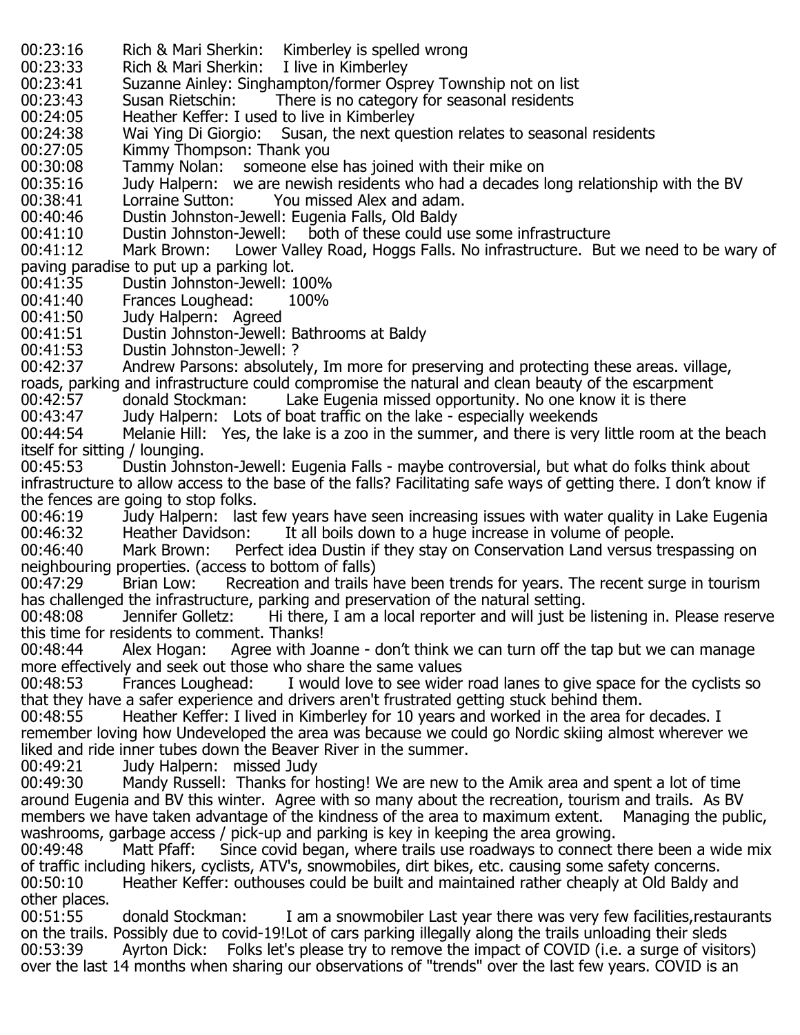00:23:16 Rich & Mari Sherkin: Kimberley is spelled wrong
00:23:33 Rich & Mari Sherkin: I live in Kimberley
00:23:41 Suzanne Ainley: Singhampton/former Osprey Township not on list
00:23:43 Susan Rietschin: There is no category for seasonal residents
00:24:05 Heather Keffer: I used to live in Kimberley
00:24:38 Wai Ying Di Giorgio: Susan, the next question relates to seasonal residents
00:27:05 Kimmy Thompson: Thank you
00:30:08 Tammy Nolan: someone else has joined with their mike on
00:35:16 Judy Halpern: we are newish residents who had a decades long relationship with the BV
00:38:41 Lorraine Sutton: You missed Alex and adam.
00:40:46 Dustin Johnston-Jewell: Eugenia Falls, Old Baldy
00:41:10 Dustin Johnston-Jewell: both of these could use some infrastructure
00:41:12 Mark Brown: Lower Valley Road, Hoggs Falls. No infrastructure. But we need to be wary of paving paradise to put up a parking lot.
00:41:35 Dustin Johnston-Jewell: 100%
00:41:40 Frances Loughead: 100%
00:41:50 Judy Halpern: Agreed
00:41:51 Dustin Johnston-Jewell: Bathrooms at Baldy
00:41:53 Dustin Johnston-Jewell: ?
00:42:37 Andrew Parsons: absolutely, Im more for preserving and protecting these areas. village, roads, parking and infrastructure could compromise the natural and clean beauty of the escarpment
00:42:57 donald Stockman: Lake Eugenia missed opportunity. No one know it is there
00:43:47 Judy Halpern: Lots of boat traffic on the lake - especially weekends
00:44:54 Melanie Hill: Yes, the lake is a zoo in the summer, and there is very little room at the beach itself for sitting / lounging.
00:45:53 Dustin Johnston-Jewell: Eugenia Falls - maybe controversial, but what do folks think about infrastructure to allow access to the base of the falls? Facilitating safe ways of getting there. I don't know if the fences are going to stop folks.
00:46:19 Judy Halpern: last few years have seen increasing issues with water quality in Lake Eugenia
00:46:32 Heather Davidson: It all boils down to a huge increase in volume of people.
00:46:40 Mark Brown: Perfect idea Dustin if they stay on Conservation Land versus trespassing on neighbouring properties. (access to bottom of falls)
00:47:29 Brian Low: Recreation and trails have been trends for years. The recent surge in tourism has challenged the infrastructure, parking and preservation of the natural setting.
00:48:08 Jennifer Golletz: Hi there, I am a local reporter and will just be listening in. Please reserve this time for residents to comment. Thanks!
00:48:44 Alex Hogan: Agree with Joanne - don't think we can turn off the tap but we can manage more effectively and seek out those who share the same values
00:48:53 Frances Loughead: I would love to see wider road lanes to give space for the cyclists so that they have a safer experience and drivers aren't frustrated getting stuck behind them.
00:48:55 Heather Keffer: I lived in Kimberley for 10 years and worked in the area for decades. I remember loving how Undeveloped the area was because we could go Nordic skiing almost wherever we liked and ride inner tubes down the Beaver River in the summer.
00:49:21 Judy Halpern: missed Judy
00:49:30 Mandy Russell: Thanks for hosting! We are new to the Amik area and spent a lot of time around Eugenia and BV this winter. Agree with so many about the recreation, tourism and trails. As BV members we have taken advantage of the kindness of the area to maximum extent. Managing the public, washrooms, garbage access / pick-up and parking is key in keeping the area growing.
00:49:48 Matt Pfaff: Since covid began, where trails use roadways to connect there been a wide mix of traffic including hikers, cyclists, ATV's, snowmobiles, dirt bikes, etc. causing some safety concerns.
00:50:10 Heather Keffer: outhouses could be built and maintained rather cheaply at Old Baldy and other places.
00:51:55 donald Stockman: I am a snowmobiler Last year there was very few facilities,restaurants on the trails. Possibly due to covid-19!Lot of cars parking illegally along the trails unloading their sleds
00:53:39 Ayrton Dick: Folks let's please try to remove the impact of COVID (i.e. a surge of visitors) over the last 14 months when sharing our observations of "trends" over the last few years. COVID is an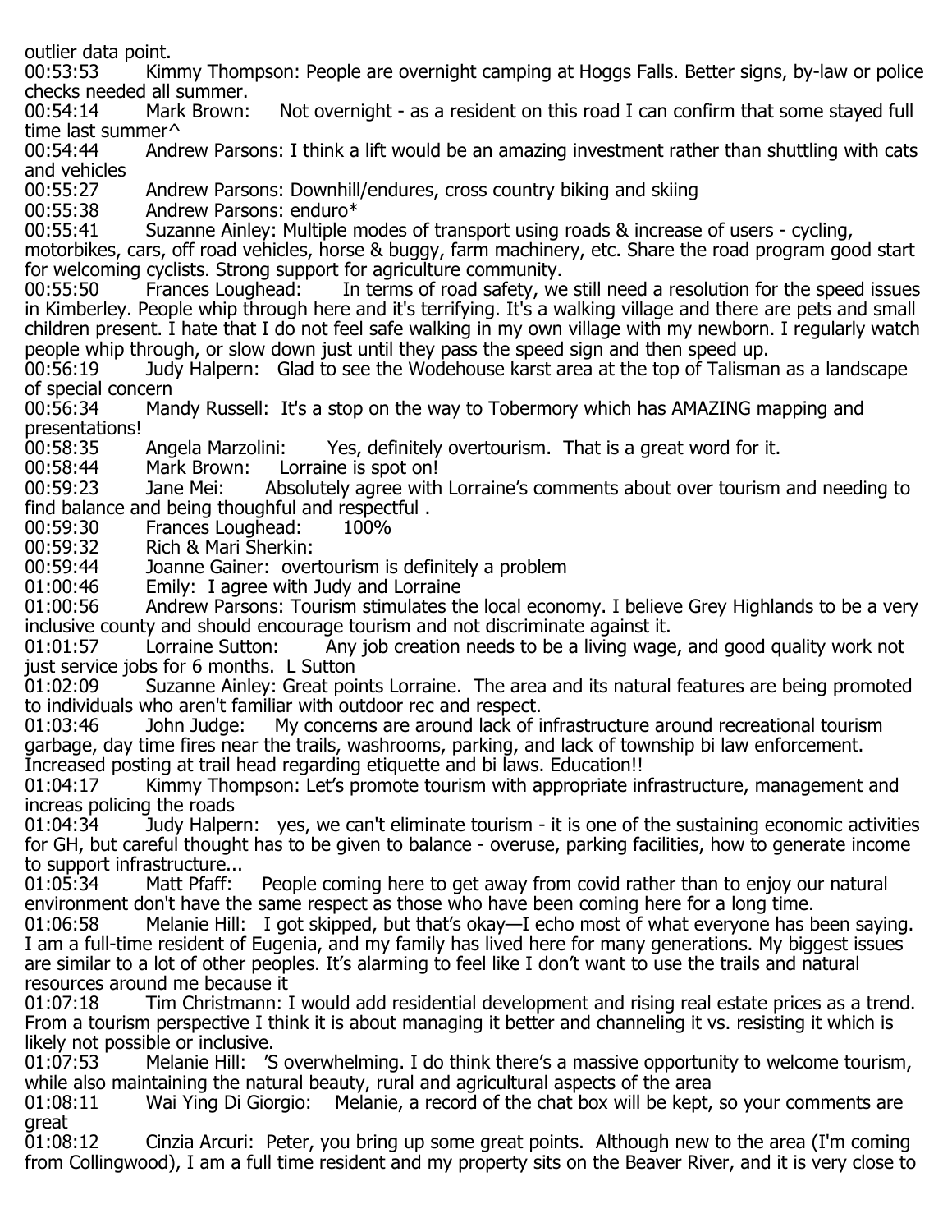outlier data point.

00:53:53 Kimmy Thompson: People are overnight camping at Hoggs Falls. Better signs, by-law or police checks needed all summer.

00:54:14 Mark Brown: Not overnight - as a resident on this road I can confirm that some stayed full time last summer^

00:54:44 Andrew Parsons: I think a lift would be an amazing investment rather than shuttling with cats and vehicles

00:55:27 Andrew Parsons: Downhill/endures, cross country biking and skiing

00:55:38 Andrew Parsons: enduro*

00:55:41 Suzanne Ainley: Multiple modes of transport using roads & increase of users - cycling, motorbikes, cars, off road vehicles, horse & buggy, farm machinery, etc. Share the road program good start for welcoming cyclists. Strong support for agriculture community.

00:55:50 Frances Loughead: In terms of road safety, we still need a resolution for the speed issues in Kimberley. People whip through here and it's terrifying. It's a walking village and there are pets and small children present. I hate that I do not feel safe walking in my own village with my newborn. I regularly watch people whip through, or slow down just until they pass the speed sign and then speed up.

00:56:19 Judy Halpern: Glad to see the Wodehouse karst area at the top of Talisman as a landscape of special concern

00:56:34 Mandy Russell: It's a stop on the way to Tobermory which has AMAZING mapping and presentations!

00:58:35 Angela Marzolini: Yes, definitely overtourism. That is a great word for it.

00:58:44 Mark Brown: Lorraine is spot on!

00:59:23 Jane Mei: Absolutely agree with Lorraine's comments about over tourism and needing to find balance and being thoughtful and respectful .

00:59:30 Frances Loughead: 100%

00:59:32 Rich & Mari Sherkin:

00:59:44 Joanne Gainer: overtourism is definitely a problem

01:00:46 Emily: I agree with Judy and Lorraine

01:00:56 Andrew Parsons: Tourism stimulates the local economy. I believe Grey Highlands to be a very inclusive county and should encourage tourism and not discriminate against it.

01:01:57 Lorraine Sutton: Any job creation needs to be a living wage, and good quality work not just service jobs for 6 months. L Sutton

01:02:09 Suzanne Ainley: Great points Lorraine. The area and its natural features are being promoted to individuals who aren't familiar with outdoor rec and respect.

01:03:46 John Judge: My concerns are around lack of infrastructure around recreational tourism garbage, day time fires near the trails, washrooms, parking, and lack of township bi law enforcement. Increased posting at trail head regarding etiquette and bi laws. Education!!

01:04:17 Kimmy Thompson: Let's promote tourism with appropriate infrastructure, management and increas policing the roads

01:04:34 Judy Halpern: yes, we can't eliminate tourism - it is one of the sustaining economic activities for GH, but careful thought has to be given to balance - overuse, parking facilities, how to generate income to support infrastructure...

01:05:34 Matt Pfaff: People coming here to get away from covid rather than to enjoy our natural environment don't have the same respect as those who have been coming here for a long time.

01:06:58 Melanie Hill: I got skipped, but that's okay—I echo most of what everyone has been saying. I am a full-time resident of Eugenia, and my family has lived here for many generations. My biggest issues are similar to a lot of other peoples. It's alarming to feel like I don't want to use the trails and natural resources around me because it

01:07:18 Tim Christmann: I would add residential development and rising real estate prices as a trend. From a tourism perspective I think it is about managing it better and channeling it vs. resisting it which is likely not possible or inclusive.

01:07:53 Melanie Hill: 'S overwhelming. I do think there's a massive opportunity to welcome tourism, while also maintaining the natural beauty, rural and agricultural aspects of the area

01:08:11 Wai Ying Di Giorgio: Melanie, a record of the chat box will be kept, so your comments are great

01:08:12 Cinzia Arcuri: Peter, you bring up some great points. Although new to the area (I'm coming from Collingwood), I am a full time resident and my property sits on the Beaver River, and it is very close to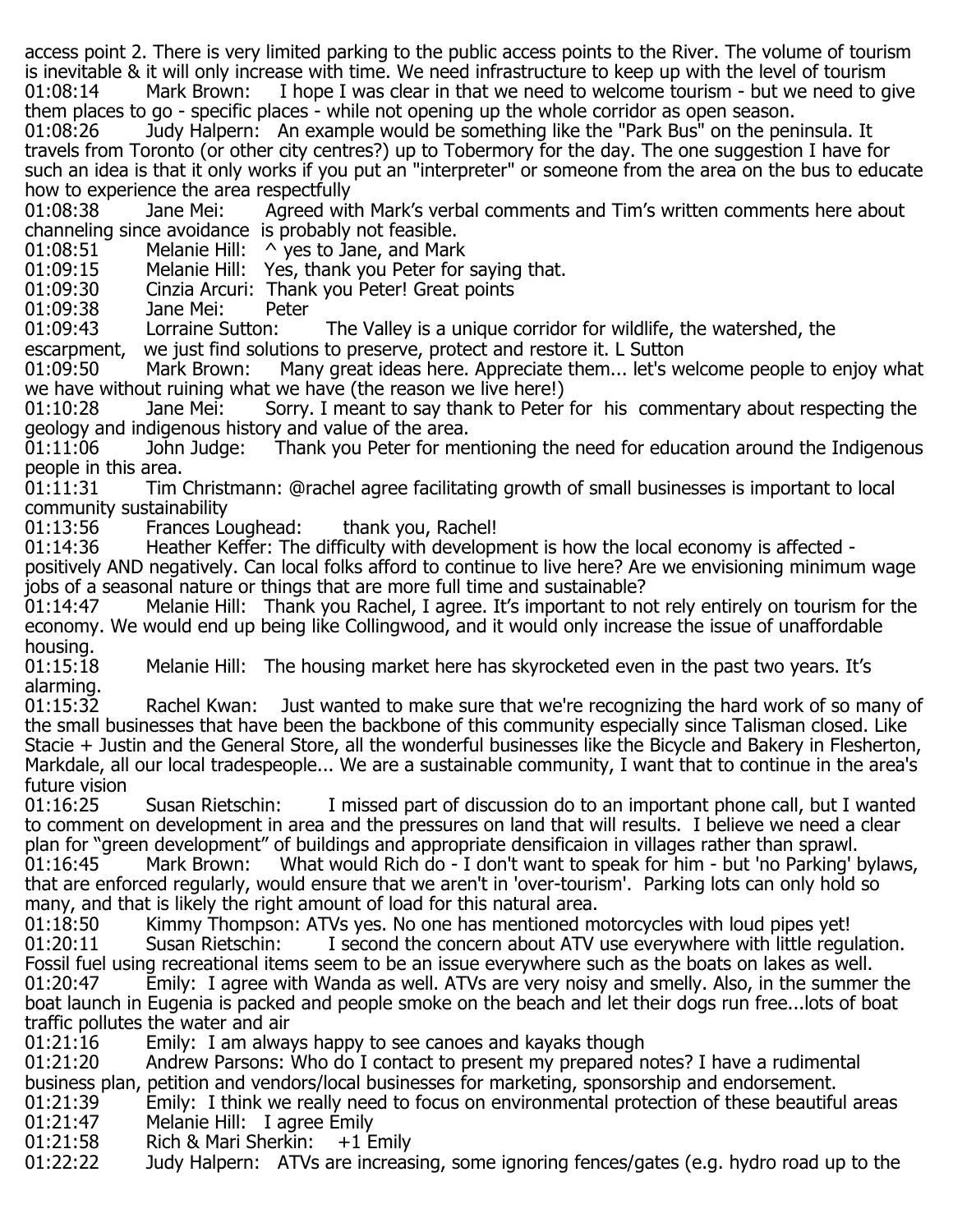access point 2. There is very limited parking to the public access points to the River. The volume of tourism is inevitable & it will only increase with time. We need infrastructure to keep up with the level of tourism

01:08:14 Mark Brown: I hope I was clear in that we need to welcome tourism - but we need to give them places to go - specific places - while not opening up the whole corridor as open season.

01:08:26 Judy Halpern: An example would be something like the "Park Bus" on the peninsula. It travels from Toronto (or other city centres?) up to Tobermory for the day. The one suggestion I have for such an idea is that it only works if you put an "interpreter" or someone from the area on the bus to educate how to experience the area respectfully

01:08:38 Jane Mei: Agreed with Mark's verbal comments and Tim's written comments here about channeling since avoidance is probably not feasible.

01:08:51 Melanie Hill: ^ yes to Jane, and Mark

01:09:15 Melanie Hill: Yes, thank you Peter for saying that.

01:09:30 Cinzia Arcuri: Thank you Peter! Great points

01:09:38 Jane Mei: Peter

01:09:43 Lorraine Sutton: The Valley is a unique corridor for wildlife, the watershed, the escarpment, we just find solutions to preserve, protect and restore it. L Sutton

01:09:50 Mark Brown: Many great ideas here. Appreciate them... let's welcome people to enjoy what we have without ruining what we have (the reason we live here!)

01:10:28 Jane Mei: Sorry. I meant to say thank to Peter for his commentary about respecting the geology and indigenous history and value of the area.

01:11:06 John Judge: Thank you Peter for mentioning the need for education around the Indigenous people in this area.

01:11:31 Tim Christmann: @rachel agree facilitating growth of small businesses is important to local community sustainability

01:13:56 Frances Loughead: thank you, Rachel!

01:14:36 Heather Keffer: The difficulty with development is how the local economy is affected - positively AND negatively. Can local folks afford to continue to live here? Are we envisioning minimum wage jobs of a seasonal nature or things that are more full time and sustainable?

01:14:47 Melanie Hill: Thank you Rachel, I agree. It's important to not rely entirely on tourism for the economy. We would end up being like Collingwood, and it would only increase the issue of unaffordable housing.

01:15:18 Melanie Hill: The housing market here has skyrocketed even in the past two years. It's alarming.

01:15:32 Rachel Kwan: Just wanted to make sure that we're recognizing the hard work of so many of the small businesses that have been the backbone of this community especially since Talisman closed. Like Stacie + Justin and the General Store, all the wonderful businesses like the Bicycle and Bakery in Flesherton, Markdale, all our local tradespeople... We are a sustainable community, I want that to continue in the area's future vision

01:16:25 Susan Rietschin: I missed part of discussion do to an important phone call, but I wanted to comment on development in area and the pressures on land that will results. I believe we need a clear plan for "green development" of buildings and appropriate densificaion in villages rather than sprawl.

01:16:45 Mark Brown: What would Rich do - I don't want to speak for him - but 'no Parking' bylaws, that are enforced regularly, would ensure that we aren't in 'over-tourism'. Parking lots can only hold so many, and that is likely the right amount of load for this natural area.

01:18:50 Kimmy Thompson: ATVs yes. No one has mentioned motorcycles with loud pipes yet!

01:20:11 Susan Rietschin: I second the concern about ATV use everywhere with little regulation. Fossil fuel using recreational items seem to be an issue everywhere such as the boats on lakes as well.

01:20:47 Emily: I agree with Wanda as well. ATVs are very noisy and smelly. Also, in the summer the boat launch in Eugenia is packed and people smoke on the beach and let their dogs run free...lots of boat traffic pollutes the water and air

01:21:16 Emily: I am always happy to see canoes and kayaks though

01:21:20 Andrew Parsons: Who do I contact to present my prepared notes? I have a rudimental business plan, petition and vendors/local businesses for marketing, sponsorship and endorsement.

01:21:39 Emily: I think we really need to focus on environmental protection of these beautiful areas

01:21:47 Melanie Hill: I agree Emily

01:21:58 Rich & Mari Sherkin: +1 Emily

01:22:22 Judy Halpern: ATVs are increasing, some ignoring fences/gates (e.g. hydro road up to the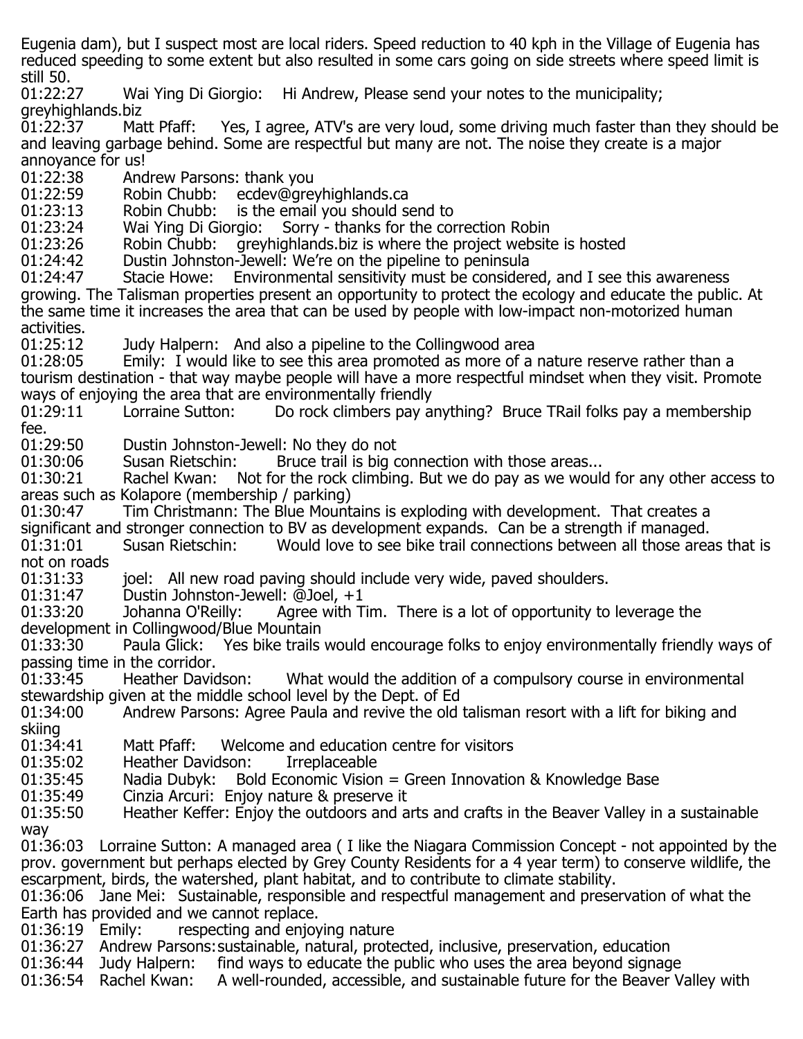Eugenia dam), but I suspect most are local riders. Speed reduction to 40 kph in the Village of Eugenia has reduced speeding to some extent but also resulted in some cars going on side streets where speed limit is still 50.

01:22:27 Wai Ying Di Giorgio: Hi Andrew, Please send your notes to the municipality; greyhighlands.biz

01:22:37 Matt Pfaff: Yes, I agree, ATV's are very loud, some driving much faster than they should be and leaving garbage behind. Some are respectful but many are not. The noise they create is a major annoyance for us!

01:22:38 Andrew Parsons: thank you

01:22:59 Robin Chubb: ecdev@greyhighlands.ca

01:23:13 Robin Chubb: is the email you should send to

01:23:24 Wai Ying Di Giorgio: Sorry - thanks for the correction Robin

01:23:26 Robin Chubb: greyhighlands.biz is where the project website is hosted

01:24:42 Dustin Johnston-Jewell: We're on the pipeline to peninsula

01:24:47 Stacie Howe: Environmental sensitivity must be considered, and I see this awareness growing. The Talisman properties present an opportunity to protect the ecology and educate the public. At the same time it increases the area that can be used by people with low-impact non-motorized human activities.

01:25:12 Judy Halpern: And also a pipeline to the Collingwood area

01:28:05 Emily: I would like to see this area promoted as more of a nature reserve rather than a tourism destination - that way maybe people will have a more respectful mindset when they visit. Promote ways of enjoying the area that are environmentally friendly

01:29:11 Lorraine Sutton: Do rock climbers pay anything? Bruce TRail folks pay a membership fee.

01:29:50 Dustin Johnston-Jewell: No they do not

01:30:06 Susan Rietschin: Bruce trail is big connection with those areas...

01:30:21 Rachel Kwan: Not for the rock climbing. But we do pay as we would for any other access to areas such as Kolapore (membership / parking)

01:30:47 Tim Christmann: The Blue Mountains is exploding with development. That creates a significant and stronger connection to BV as development expands. Can be a strength if managed.

01:31:01 Susan Rietschin: Would love to see bike trail connections between all those areas that is not on roads

01:31:33 joel: All new road paving should include very wide, paved shoulders.

01:31:47 Dustin Johnston-Jewell: @Joel, +1

01:33:20 Johanna O'Reilly: Agree with Tim. There is a lot of opportunity to leverage the development in Collingwood/Blue Mountain

01:33:30 Paula Glick: Yes bike trails would encourage folks to enjoy environmentally friendly ways of passing time in the corridor.

01:33:45 Heather Davidson: What would the addition of a compulsory course in environmental stewardship given at the middle school level by the Dept. of Ed

01:34:00 Andrew Parsons: Agree Paula and revive the old talisman resort with a lift for biking and skiing

01:34:41 Matt Pfaff: Welcome and education centre for visitors

01:35:02 Heather Davidson: Irreplaceable

01:35:45 Nadia Dubyk: Bold Economic Vision = Green Innovation & Knowledge Base

01:35:49 Cinzia Arcuri: Enjoy nature & preserve it

01:35:50 Heather Keffer: Enjoy the outdoors and arts and crafts in the Beaver Valley in a sustainable way

01:36:03 Lorraine Sutton: A managed area ( I like the Niagara Commission Concept - not appointed by the prov. government but perhaps elected by Grey County Residents for a 4 year term) to conserve wildlife, the escarpment, birds, the watershed, plant habitat, and to contribute to climate stability.

01:36:06 Jane Mei: Sustainable, responsible and respectful management and preservation of what the Earth has provided and we cannot replace.

01:36:19 Emily: respecting and enjoying nature

01:36:27 Andrew Parsons: sustainable, natural, protected, inclusive, preservation, education

01:36:44 Judy Halpern: find ways to educate the public who uses the area beyond signage

01:36:54 Rachel Kwan: A well-rounded, accessible, and sustainable future for the Beaver Valley with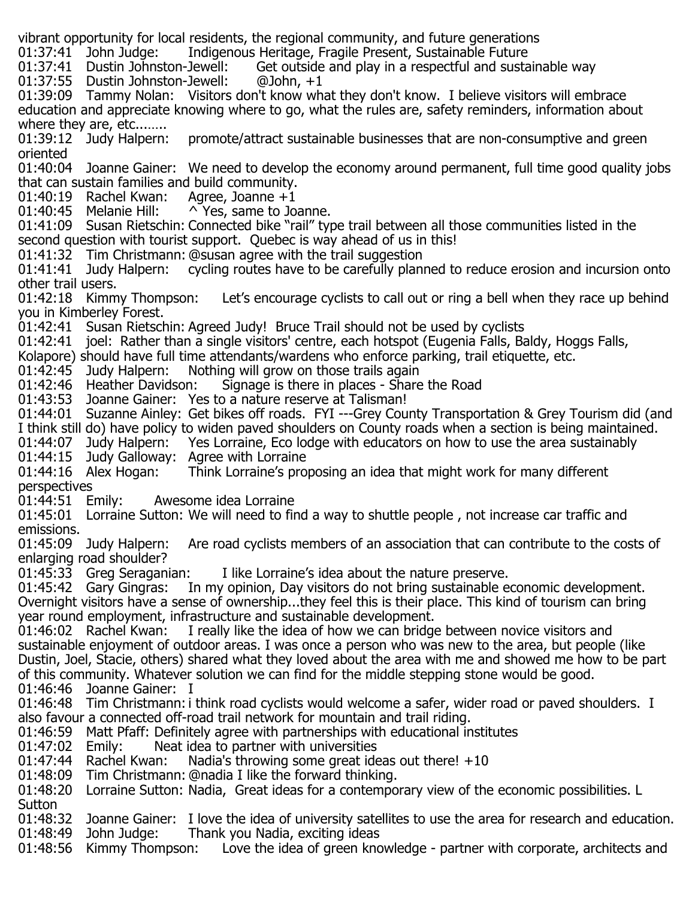vibrant opportunity for local residents, the regional community, and future generations

01:37:41 John Judge: Indigenous Heritage, Fragile Present, Sustainable Future

01:37:41 Dustin Johnston-Jewell: Get outside and play in a respectful and sustainable way

01:37:55 Dustin Johnston-Jewell: @John, +1

01:39:09 Tammy Nolan: Visitors don't know what they don't know. I believe visitors will embrace education and appreciate knowing where to go, what the rules are, safety reminders, information about where they are, etc........

01:39:12 Judy Halpern: promote/attract sustainable businesses that are non-consumptive and green oriented

01:40:04 Joanne Gainer: We need to develop the economy around permanent, full time good quality jobs that can sustain families and build community.

01:40:19 Rachel Kwan: Agree, Joanne +1

01:40:45 Melanie Hill: ^ Yes, same to Joanne.

01:41:09 Susan Rietschin: Connected bike "rail" type trail between all those communities listed in the second question with tourist support. Quebec is way ahead of us in this!

01:41:32 Tim Christmann: @susan agree with the trail suggestion

01:41:41 Judy Halpern: cycling routes have to be carefully planned to reduce erosion and incursion onto other trail users.

01:42:18 Kimmy Thompson: Let's encourage cyclists to call out or ring a bell when they race up behind you in Kimberley Forest.

01:42:41 Susan Rietschin: Agreed Judy! Bruce Trail should not be used by cyclists

01:42:41 joel: Rather than a single visitors' centre, each hotspot (Eugenia Falls, Baldy, Hoggs Falls, Kolapore) should have full time attendants/wardens who enforce parking, trail etiquette, etc.

01:42:45 Judy Halpern: Nothing will grow on those trails again

01:42:46 Heather Davidson: Signage is there in places - Share the Road

01:43:53 Joanne Gainer: Yes to a nature reserve at Talisman!

01:44:01 Suzanne Ainley: Get bikes off roads. FYI ---Grey County Transportation & Grey Tourism did (and I think still do) have policy to widen paved shoulders on County roads when a section is being maintained.

01:44:07 Judy Halpern: Yes Lorraine, Eco lodge with educators on how to use the area sustainably

01:44:15 Judy Galloway: Agree with Lorraine

01:44:16 Alex Hogan: Think Lorraine's proposing an idea that might work for many different perspectives

01:44:51 Emily: Awesome idea Lorraine

01:45:01 Lorraine Sutton: We will need to find a way to shuttle people , not increase car traffic and emissions.

01:45:09 Judy Halpern: Are road cyclists members of an association that can contribute to the costs of enlarging road shoulder?

01:45:33 Greg Seraganian: I like Lorraine's idea about the nature preserve.

01:45:42 Gary Gingras: In my opinion, Day visitors do not bring sustainable economic development. Overnight visitors have a sense of ownership...they feel this is their place. This kind of tourism can bring year round employment, infrastructure and sustainable development.

01:46:02 Rachel Kwan: I really like the idea of how we can bridge between novice visitors and sustainable enjoyment of outdoor areas. I was once a person who was new to the area, but people (like Dustin, Joel, Stacie, others) shared what they loved about the area with me and showed me how to be part of this community. Whatever solution we can find for the middle stepping stone would be good.

01:46:46 Joanne Gainer: I

01:46:48 Tim Christmann: i think road cyclists would welcome a safer, wider road or paved shoulders. I also favour a connected off-road trail network for mountain and trail riding.

01:46:59 Matt Pfaff: Definitely agree with partnerships with educational institutes

01:47:02 Emily: Neat idea to partner with universities

01:47:44 Rachel Kwan: Nadia's throwing some great ideas out there! +10

01:48:09 Tim Christmann: @nadia I like the forward thinking.

01:48:20 Lorraine Sutton: Nadia, Great ideas for a contemporary view of the economic possibilities. L Sutton

01:48:32 Joanne Gainer: I love the idea of university satellites to use the area for research and education.

01:48:49 John Judge: Thank you Nadia, exciting ideas

01:48:56 Kimmy Thompson: Love the idea of green knowledge - partner with corporate, architects and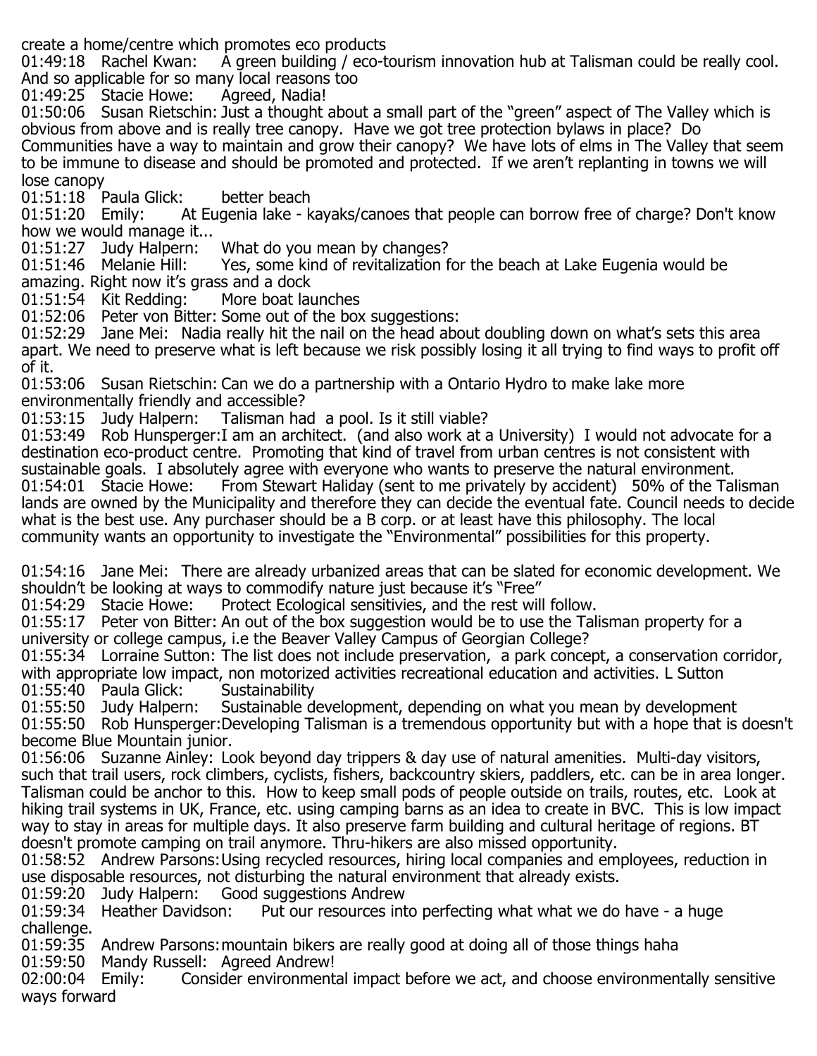create a home/centre which promotes eco products

01:49:18 Rachel Kwan: A green building / eco-tourism innovation hub at Talisman could be really cool. And so applicable for so many local reasons too

01:49:25 Stacie Howe: Agreed, Nadia!

01:50:06 Susan Rietschin: Just a thought about a small part of the "green" aspect of The Valley which is obvious from above and is really tree canopy. Have we got tree protection bylaws in place? Do Communities have a way to maintain and grow their canopy? We have lots of elms in The Valley that seem to be immune to disease and should be promoted and protected. If we aren't replanting in towns we will lose canopy

01:51:18 Paula Glick: better beach

01:51:20 Emily: At Eugenia lake - kayaks/canoes that people can borrow free of charge? Don't know how we would manage it...

01:51:27 Judy Halpern: What do you mean by changes?

01:51:46 Melanie Hill: Yes, some kind of revitalization for the beach at Lake Eugenia would be amazing. Right now it's grass and a dock

01:51:54 Kit Redding: More boat launches

01:52:06 Peter von Bitter: Some out of the box suggestions:

01:52:29 Jane Mei: Nadia really hit the nail on the head about doubling down on what's sets this area apart. We need to preserve what is left because we risk possibly losing it all trying to find ways to profit off of it.

01:53:06 Susan Rietschin: Can we do a partnership with a Ontario Hydro to make lake more environmentally friendly and accessible?

01:53:15 Judy Halpern: Talisman had a pool. Is it still viable?

01:53:49 Rob Hunsperger: I am an architect. (and also work at a University) I would not advocate for a destination eco-product centre. Promoting that kind of travel from urban centres is not consistent with sustainable goals. I absolutely agree with everyone who wants to preserve the natural environment.

01:54:01 Stacie Howe: From Stewart Haliday (sent to me privately by accident) 50% of the Talisman lands are owned by the Municipality and therefore they can decide the eventual fate. Council needs to decide what is the best use. Any purchaser should be a B corp. or at least have this philosophy. The local community wants an opportunity to investigate the "Environmental" possibilities for this property.

01:54:16 Jane Mei: There are already urbanized areas that can be slated for economic development. We shouldn't be looking at ways to commodify nature just because it's "Free"

01:54:29 Stacie Howe: Protect Ecological sensitivies, and the rest will follow.

01:55:17 Peter von Bitter: An out of the box suggestion would be to use the Talisman property for a university or college campus, i.e the Beaver Valley Campus of Georgian College?

01:55:34 Lorraine Sutton: The list does not include preservation, a park concept, a conservation corridor, with appropriate low impact, non motorized activities recreational education and activities. L Sutton

01:55:40 Paula Glick: Sustainability

01:55:50 Judy Halpern: Sustainable development, depending on what you mean by development

01:55:50 Rob Hunsperger: Developing Talisman is a tremendous opportunity but with a hope that is doesn't become Blue Mountain junior.

01:56:06 Suzanne Ainley: Look beyond day trippers & day use of natural amenities. Multi-day visitors, such that trail users, rock climbers, cyclists, fishers, backcountry skiers, paddlers, etc. can be in area longer. Talisman could be anchor to this. How to keep small pods of people outside on trails, routes, etc. Look at hiking trail systems in UK, France, etc. using camping barns as an idea to create in BVC. This is low impact way to stay in areas for multiple days. It also preserve farm building and cultural heritage of regions. BT doesn't promote camping on trail anymore. Thru-hikers are also missed opportunity.

01:58:52 Andrew Parsons: Using recycled resources, hiring local companies and employees, reduction in use disposable resources, not disturbing the natural environment that already exists.

01:59:20 Judy Halpern: Good suggestions Andrew

01:59:34 Heather Davidson: Put our resources into perfecting what what we do have - a huge challenge.

01:59:35 Andrew Parsons: mountain bikers are really good at doing all of those things haha

01:59:50 Mandy Russell: Agreed Andrew!

02:00:04 Emily: Consider environmental impact before we act, and choose environmentally sensitive ways forward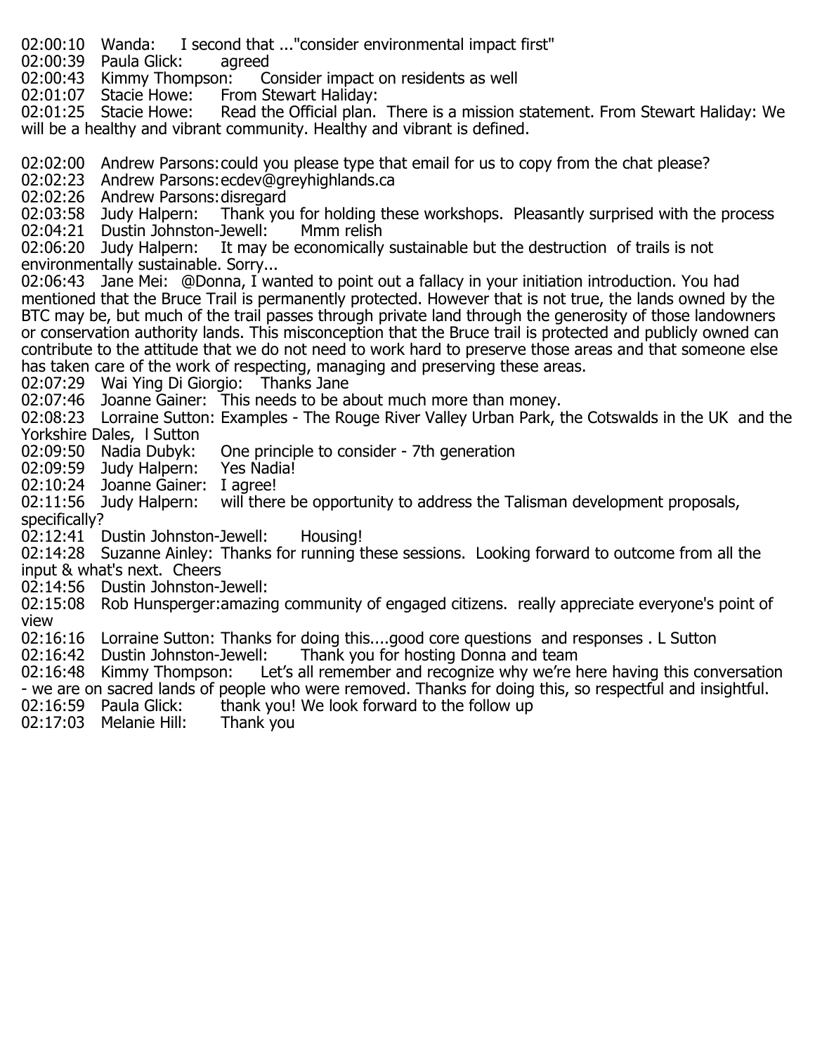02:00:10 Wanda: I second that ..."consider environmental impact first"
02:00:39 Paula Glick: agreed
02:00:43 Kimmy Thompson: Consider impact on residents as well
02:01:07 Stacie Howe: From Stewart Haliday:
02:01:25 Stacie Howe: Read the Official plan. There is a mission statement. From Stewart Haliday: We will be a healthy and vibrant community. Healthy and vibrant is defined.

02:02:00 Andrew Parsons: could you please type that email for us to copy from the chat please?
02:02:23 Andrew Parsons: ecdev@greyhighlands.ca
02:02:26 Andrew Parsons: disregard
02:03:58 Judy Halpern: Thank you for holding these workshops. Pleasantly surprised with the process
02:04:21 Dustin Johnston-Jewell: Mmm relish
02:06:20 Judy Halpern: It may be economically sustainable but the destruction of trails is not environmentally sustainable. Sorry...
02:06:43 Jane Mei: @Donna, I wanted to point out a fallacy in your initiation introduction. You had mentioned that the Bruce Trail is permanently protected. However that is not true, the lands owned by the BTC may be, but much of the trail passes through private land through the generosity of those landowners or conservation authority lands. This misconception that the Bruce trail is protected and publicly owned can contribute to the attitude that we do not need to work hard to preserve those areas and that someone else has taken care of the work of respecting, managing and preserving these areas.
02:07:29 Wai Ying Di Giorgio: Thanks Jane
02:07:46 Joanne Gainer: This needs to be about much more than money.
02:08:23 Lorraine Sutton: Examples - The Rouge River Valley Urban Park, the Cotswalds in the UK and the Yorkshire Dales, l Sutton
02:09:50 Nadia Dubyk: One principle to consider - 7th generation
02:09:59 Judy Halpern: Yes Nadia!
02:10:24 Joanne Gainer: I agree!
02:11:56 Judy Halpern: will there be opportunity to address the Talisman development proposals, specifically?
02:12:41 Dustin Johnston-Jewell: Housing!
02:14:28 Suzanne Ainley: Thanks for running these sessions. Looking forward to outcome from all the input & what's next. Cheers
02:14:56 Dustin Johnston-Jewell:
02:15:08 Rob Hunsperger: amazing community of engaged citizens. really appreciate everyone's point of view
02:16:16 Lorraine Sutton: Thanks for doing this....good core questions and responses . L Sutton
02:16:42 Dustin Johnston-Jewell: Thank you for hosting Donna and team
02:16:48 Kimmy Thompson: Let's all remember and recognize why we're here having this conversation - we are on sacred lands of people who were removed. Thanks for doing this, so respectful and insightful.
02:16:59 Paula Glick: thank you! We look forward to the follow up
02:17:03 Melanie Hill: Thank you